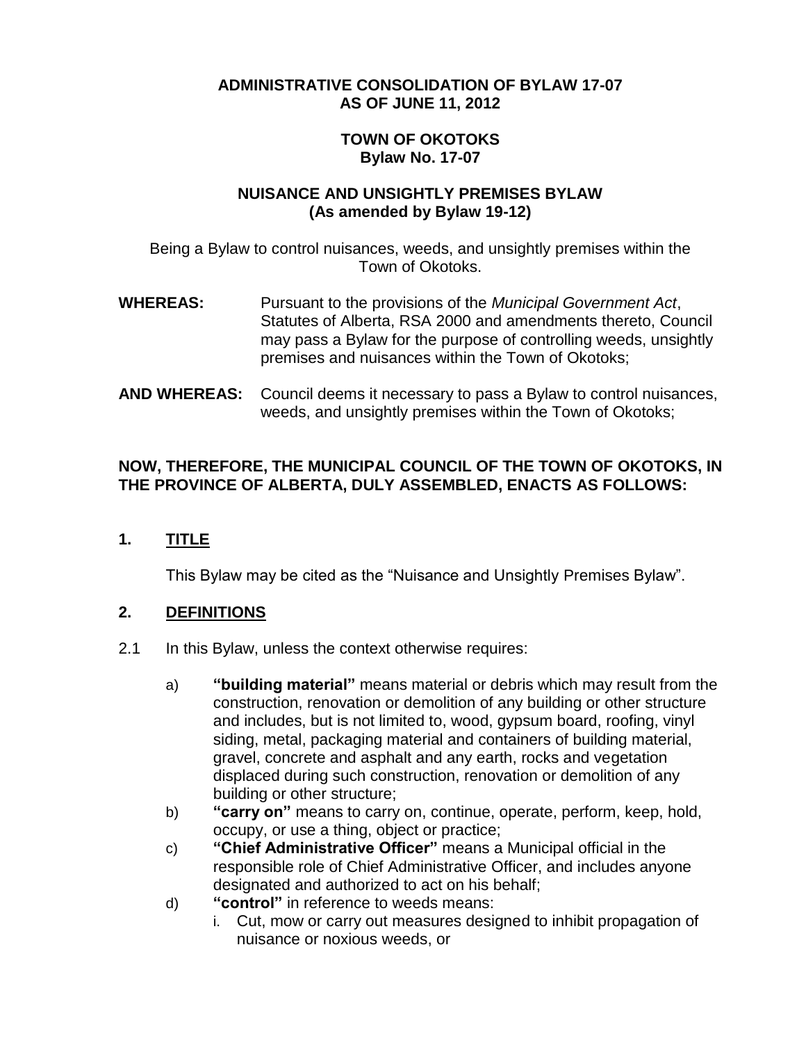**ADMINISTRATIVE CONSOLIDATION OF BYLAW 17-07**
**AS OF JUNE 11, 2012**

**TOWN OF OKOTOKS**
**Bylaw No. 17-07**

**NUISANCE AND UNSIGHTLY PREMISES BYLAW**
**(As amended by Bylaw 19-12)**

Being a Bylaw to control nuisances, weeds, and unsightly premises within the Town of Okotoks.

**WHEREAS:** Pursuant to the provisions of the *Municipal Government Act*, Statutes of Alberta, RSA 2000 and amendments thereto, Council may pass a Bylaw for the purpose of controlling weeds, unsightly premises and nuisances within the Town of Okotoks;

**AND WHEREAS:** Council deems it necessary to pass a Bylaw to control nuisances, weeds, and unsightly premises within the Town of Okotoks;

**NOW, THEREFORE, THE MUNICIPAL COUNCIL OF THE TOWN OF OKOTOKS, IN THE PROVINCE OF ALBERTA, DULY ASSEMBLED, ENACTS AS FOLLOWS:**

## 1. TITLE

This Bylaw may be cited as the "Nuisance and Unsightly Premises Bylaw".

## 2. DEFINITIONS

2.1 In this Bylaw, unless the context otherwise requires:

a) **"building material"** means material or debris which may result from the construction, renovation or demolition of any building or other structure and includes, but is not limited to, wood, gypsum board, roofing, vinyl siding, metal, packaging material and containers of building material, gravel, concrete and asphalt and any earth, rocks and vegetation displaced during such construction, renovation or demolition of any building or other structure;

b) **"carry on"** means to carry on, continue, operate, perform, keep, hold, occupy, or use a thing, object or practice;

c) **"Chief Administrative Officer"** means a Municipal official in the responsible role of Chief Administrative Officer, and includes anyone designated and authorized to act on his behalf;

d) **"control"** in reference to weeds means:

   i. Cut, mow or carry out measures designed to inhibit propagation of nuisance or noxious weeds, or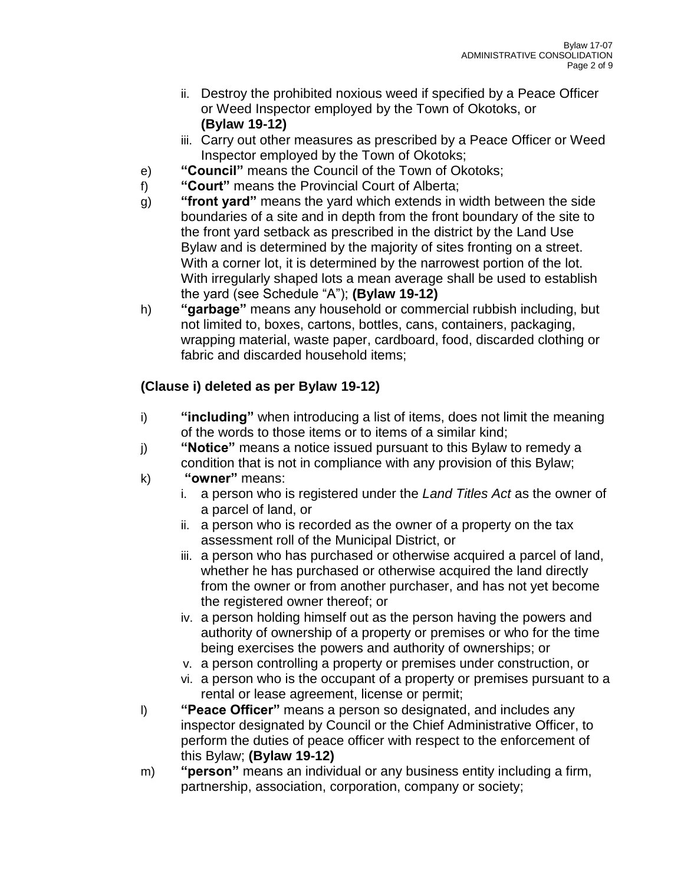ii. Destroy the prohibited noxious weed if specified by a Peace Officer or Weed Inspector employed by the Town of Okotoks, or **(Bylaw 19-12)**
   iii. Carry out other measures as prescribed by a Peace Officer or Weed Inspector employed by the Town of Okotoks;

e) **"Council"** means the Council of the Town of Okotoks;

f) **"Court"** means the Provincial Court of Alberta;

g) **"front yard"** means the yard which extends in width between the side boundaries of a site and in depth from the front boundary of the site to the front yard setback as prescribed in the district by the Land Use Bylaw and is determined by the majority of sites fronting on a street. With a corner lot, it is determined by the narrowest portion of the lot. With irregularly shaped lots a mean average shall be used to establish the yard (see Schedule "A"); **(Bylaw 19-12)**

h) **"garbage"** means any household or commercial rubbish including, but not limited to, boxes, cartons, bottles, cans, containers, packaging, wrapping material, waste paper, cardboard, food, discarded clothing or fabric and discarded household items;

**(Clause i) deleted as per Bylaw 19-12)**

i) **"including"** when introducing a list of items, does not limit the meaning of the words to those items or to items of a similar kind;

j) **"Notice"** means a notice issued pursuant to this Bylaw to remedy a condition that is not in compliance with any provision of this Bylaw;

k) **"owner"** means:
   i. a person who is registered under the *Land Titles Act* as the owner of a parcel of land, or
   ii. a person who is recorded as the owner of a property on the tax assessment roll of the Municipal District, or
   iii. a person who has purchased or otherwise acquired a parcel of land, whether he has purchased or otherwise acquired the land directly from the owner or from another purchaser, and has not yet become the registered owner thereof; or
   iv. a person holding himself out as the person having the powers and authority of ownership of a property or premises or who for the time being exercises the powers and authority of ownerships; or
   v. a person controlling a property or premises under construction, or
   vi. a person who is the occupant of a property or premises pursuant to a rental or lease agreement, license or permit;

l) **"Peace Officer"** means a person so designated, and includes any inspector designated by Council or the Chief Administrative Officer, to perform the duties of peace officer with respect to the enforcement of this Bylaw; **(Bylaw 19-12)**

m) **"person"** means an individual or any business entity including a firm, partnership, association, corporation, company or society;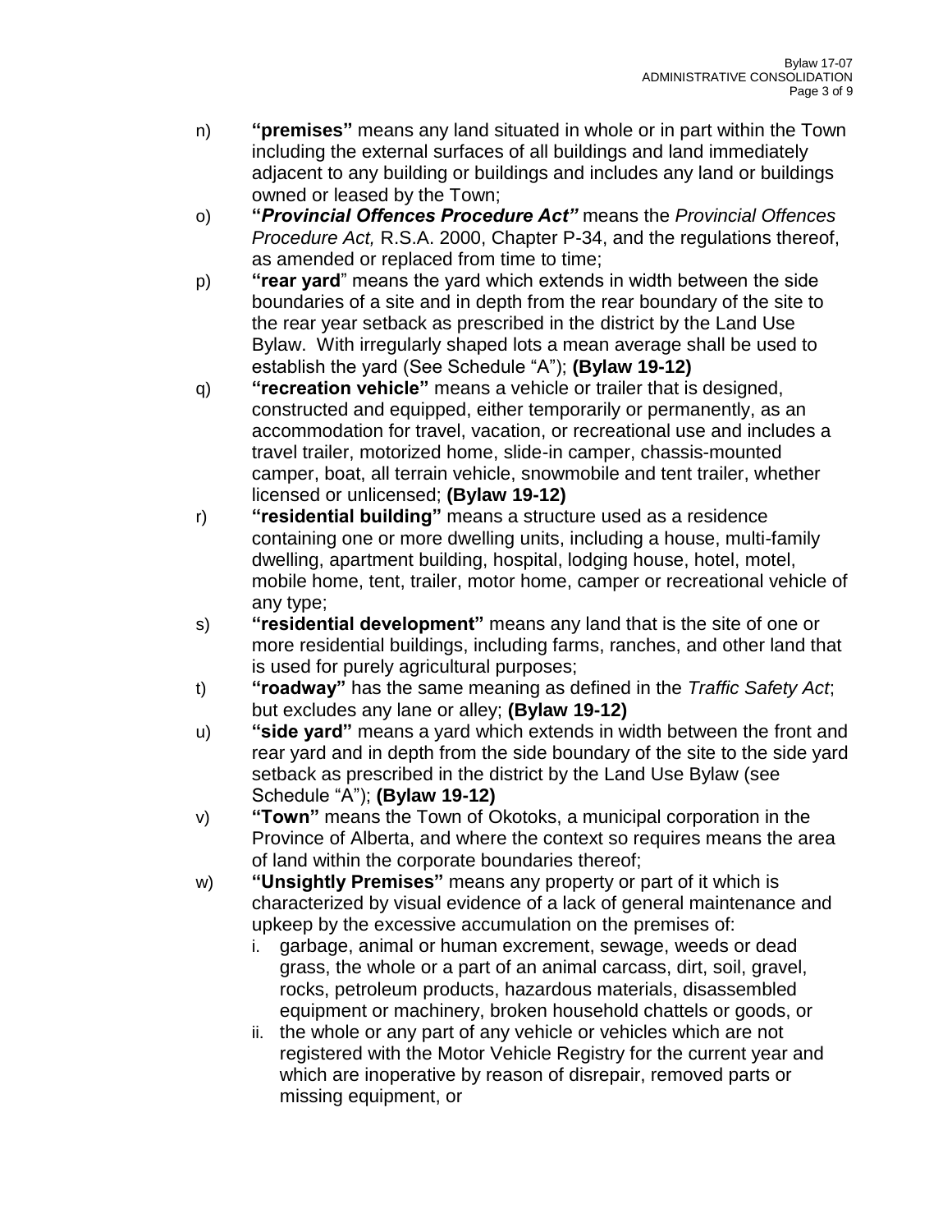n) **"premises"** means any land situated in whole or in part within the Town including the external surfaces of all buildings and land immediately adjacent to any building or buildings and includes any land or buildings owned or leased by the Town;

o) **"*Provincial Offences Procedure Act*"** means the *Provincial Offences Procedure Act,* R.S.A. 2000, Chapter P-34, and the regulations thereof, as amended or replaced from time to time;

p) **"rear yard"** means the yard which extends in width between the side boundaries of a site and in depth from the rear boundary of the site to the rear year setback as prescribed in the district by the Land Use Bylaw. With irregularly shaped lots a mean average shall be used to establish the yard (See Schedule "A"); **(Bylaw 19-12)**

q) **"recreation vehicle"** means a vehicle or trailer that is designed, constructed and equipped, either temporarily or permanently, as an accommodation for travel, vacation, or recreational use and includes a travel trailer, motorized home, slide-in camper, chassis-mounted camper, boat, all terrain vehicle, snowmobile and tent trailer, whether licensed or unlicensed; **(Bylaw 19-12)**

r) **"residential building"** means a structure used as a residence containing one or more dwelling units, including a house, multi-family dwelling, apartment building, hospital, lodging house, hotel, motel, mobile home, tent, trailer, motor home, camper or recreational vehicle of any type;

s) **"residential development"** means any land that is the site of one or more residential buildings, including farms, ranches, and other land that is used for purely agricultural purposes;

t) **"roadway"** has the same meaning as defined in the *Traffic Safety Act*; but excludes any lane or alley; **(Bylaw 19-12)**

u) **"side yard"** means a yard which extends in width between the front and rear yard and in depth from the side boundary of the site to the side yard setback as prescribed in the district by the Land Use Bylaw (see Schedule "A"); **(Bylaw 19-12)**

v) **"Town"** means the Town of Okotoks, a municipal corporation in the Province of Alberta, and where the context so requires means the area of land within the corporate boundaries thereof;

w) **"Unsightly Premises"** means any property or part of it which is characterized by visual evidence of a lack of general maintenance and upkeep by the excessive accumulation on the premises of:

   i. garbage, animal or human excrement, sewage, weeds or dead grass, the whole or a part of an animal carcass, dirt, soil, gravel, rocks, petroleum products, hazardous materials, disassembled equipment or machinery, broken household chattels or goods, or

   ii. the whole or any part of any vehicle or vehicles which are not registered with the Motor Vehicle Registry for the current year and which are inoperative by reason of disrepair, removed parts or missing equipment, or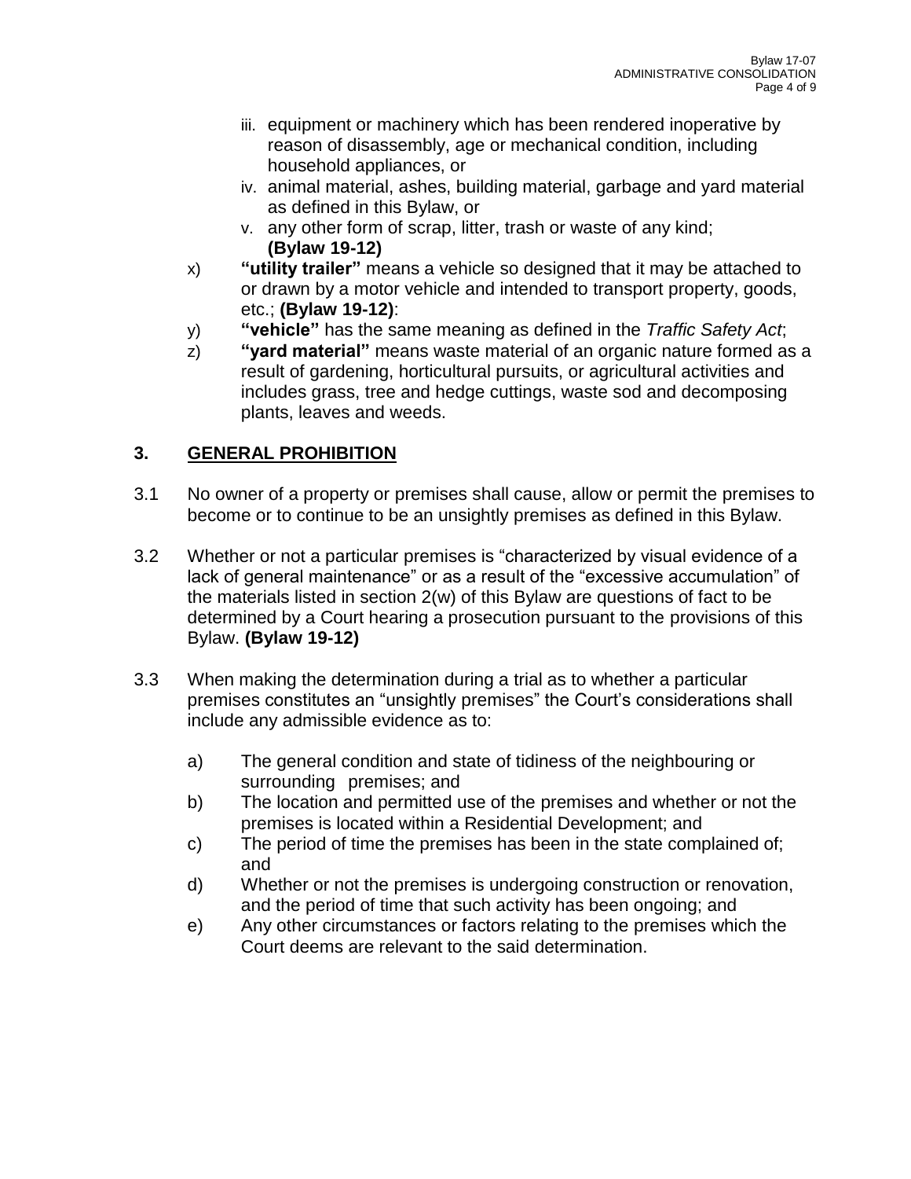iii. equipment or machinery which has been rendered inoperative by reason of disassembly, age or mechanical condition, including household appliances, or
iv. animal material, ashes, building material, garbage and yard material as defined in this Bylaw, or
v. any other form of scrap, litter, trash or waste of any kind; **(Bylaw 19-12)**

x) **"utility trailer"** means a vehicle so designed that it may be attached to or drawn by a motor vehicle and intended to transport property, goods, etc.; **(Bylaw 19-12)**:

y) **"vehicle"** has the same meaning as defined in the *Traffic Safety Act*;

z) **"yard material"** means waste material of an organic nature formed as a result of gardening, horticultural pursuits, or agricultural activities and includes grass, tree and hedge cuttings, waste sod and decomposing plants, leaves and weeds.

## 3. GENERAL PROHIBITION

3.1 No owner of a property or premises shall cause, allow or permit the premises to become or to continue to be an unsightly premises as defined in this Bylaw.

3.2 Whether or not a particular premises is "characterized by visual evidence of a lack of general maintenance" or as a result of the "excessive accumulation" of the materials listed in section 2(w) of this Bylaw are questions of fact to be determined by a Court hearing a prosecution pursuant to the provisions of this Bylaw. **(Bylaw 19-12)**

3.3 When making the determination during a trial as to whether a particular premises constitutes an "unsightly premises" the Court's considerations shall include any admissible evidence as to:

a) The general condition and state of tidiness of the neighbouring or surrounding premises; and
b) The location and permitted use of the premises and whether or not the premises is located within a Residential Development; and
c) The period of time the premises has been in the state complained of; and
d) Whether or not the premises is undergoing construction or renovation, and the period of time that such activity has been ongoing; and
e) Any other circumstances or factors relating to the premises which the Court deems are relevant to the said determination.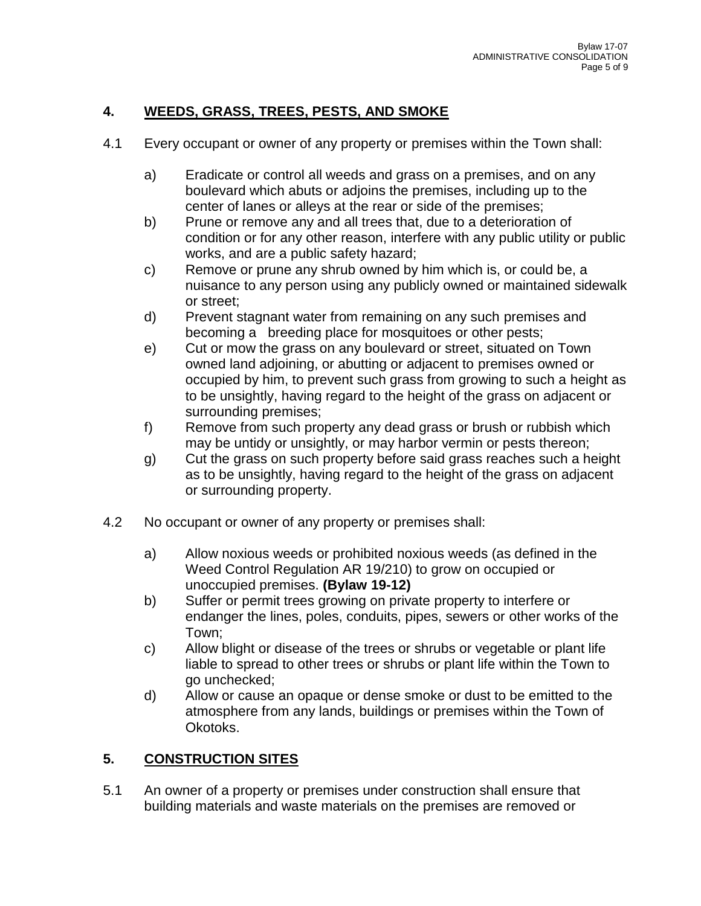## 4. WEEDS, GRASS, TREES, PESTS, AND SMOKE

4.1 Every occupant or owner of any property or premises within the Town shall:

a) Eradicate or control all weeds and grass on a premises, and on any boulevard which abuts or adjoins the premises, including up to the center of lanes or alleys at the rear or side of the premises;

b) Prune or remove any and all trees that, due to a deterioration of condition or for any other reason, interfere with any public utility or public works, and are a public safety hazard;

c) Remove or prune any shrub owned by him which is, or could be, a nuisance to any person using any publicly owned or maintained sidewalk or street;

d) Prevent stagnant water from remaining on any such premises and becoming a breeding place for mosquitoes or other pests;

e) Cut or mow the grass on any boulevard or street, situated on Town owned land adjoining, or abutting or adjacent to premises owned or occupied by him, to prevent such grass from growing to such a height as to be unsightly, having regard to the height of the grass on adjacent or surrounding premises;

f) Remove from such property any dead grass or brush or rubbish which may be untidy or unsightly, or may harbor vermin or pests thereon;

g) Cut the grass on such property before said grass reaches such a height as to be unsightly, having regard to the height of the grass on adjacent or surrounding property.

4.2 No occupant or owner of any property or premises shall:

a) Allow noxious weeds or prohibited noxious weeds (as defined in the Weed Control Regulation AR 19/210) to grow on occupied or unoccupied premises. **(Bylaw 19-12)**

b) Suffer or permit trees growing on private property to interfere or endanger the lines, poles, conduits, pipes, sewers or other works of the Town;

c) Allow blight or disease of the trees or shrubs or vegetable or plant life liable to spread to other trees or shrubs or plant life within the Town to go unchecked;

d) Allow or cause an opaque or dense smoke or dust to be emitted to the atmosphere from any lands, buildings or premises within the Town of Okotoks.

## 5. CONSTRUCTION SITES

5.1 An owner of a property or premises under construction shall ensure that building materials and waste materials on the premises are removed or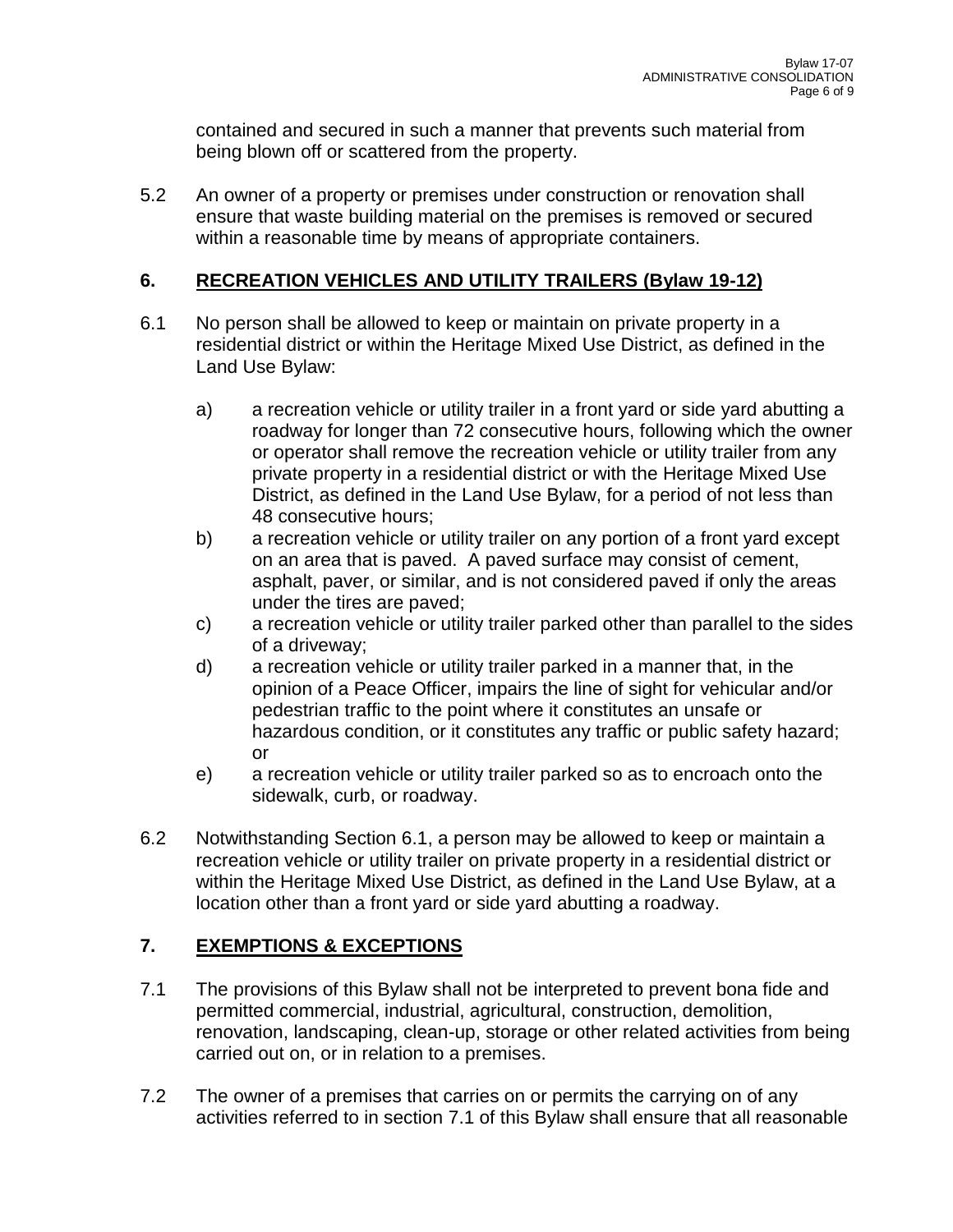contained and secured in such a manner that prevents such material from being blown off or scattered from the property.

5.2 An owner of a property or premises under construction or renovation shall ensure that waste building material on the premises is removed or secured within a reasonable time by means of appropriate containers.

## 6. RECREATION VEHICLES AND UTILITY TRAILERS (Bylaw 19-12)

6.1 No person shall be allowed to keep or maintain on private property in a residential district or within the Heritage Mixed Use District, as defined in the Land Use Bylaw:

a) a recreation vehicle or utility trailer in a front yard or side yard abutting a roadway for longer than 72 consecutive hours, following which the owner or operator shall remove the recreation vehicle or utility trailer from any private property in a residential district or with the Heritage Mixed Use District, as defined in the Land Use Bylaw, for a period of not less than 48 consecutive hours;

b) a recreation vehicle or utility trailer on any portion of a front yard except on an area that is paved. A paved surface may consist of cement, asphalt, paver, or similar, and is not considered paved if only the areas under the tires are paved;

c) a recreation vehicle or utility trailer parked other than parallel to the sides of a driveway;

d) a recreation vehicle or utility trailer parked in a manner that, in the opinion of a Peace Officer, impairs the line of sight for vehicular and/or pedestrian traffic to the point where it constitutes an unsafe or hazardous condition, or it constitutes any traffic or public safety hazard; or

e) a recreation vehicle or utility trailer parked so as to encroach onto the sidewalk, curb, or roadway.

6.2 Notwithstanding Section 6.1, a person may be allowed to keep or maintain a recreation vehicle or utility trailer on private property in a residential district or within the Heritage Mixed Use District, as defined in the Land Use Bylaw, at a location other than a front yard or side yard abutting a roadway.

## 7. EXEMPTIONS & EXCEPTIONS

7.1 The provisions of this Bylaw shall not be interpreted to prevent bona fide and permitted commercial, industrial, agricultural, construction, demolition, renovation, landscaping, clean-up, storage or other related activities from being carried out on, or in relation to a premises.

7.2 The owner of a premises that carries on or permits the carrying on of any activities referred to in section 7.1 of this Bylaw shall ensure that all reasonable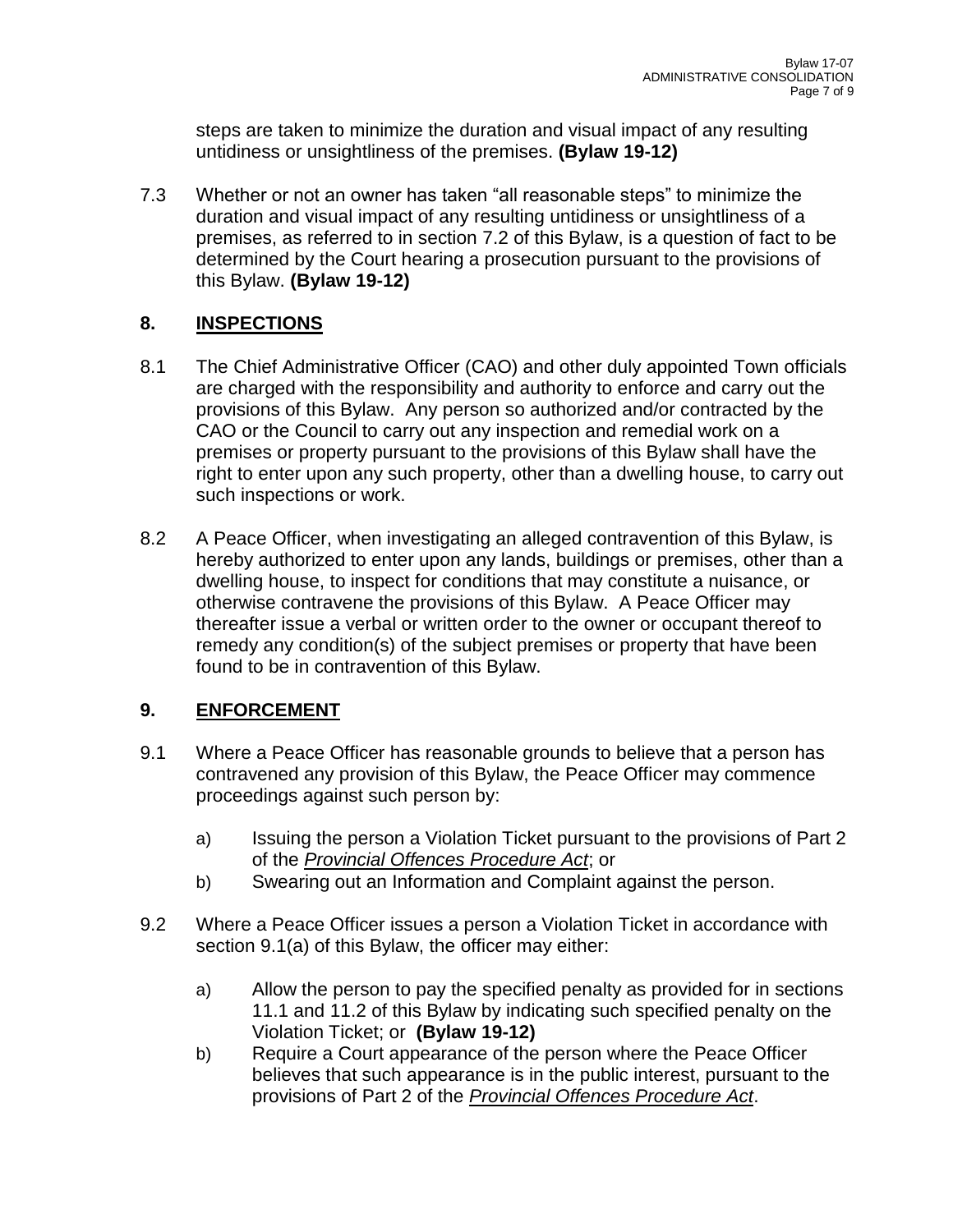steps are taken to minimize the duration and visual impact of any resulting untidiness or unsightliness of the premises. **(Bylaw 19-12)**

7.3 Whether or not an owner has taken "all reasonable steps" to minimize the duration and visual impact of any resulting untidiness or unsightliness of a premises, as referred to in section 7.2 of this Bylaw, is a question of fact to be determined by the Court hearing a prosecution pursuant to the provisions of this Bylaw. **(Bylaw 19-12)**

## 8. INSPECTIONS

8.1 The Chief Administrative Officer (CAO) and other duly appointed Town officials are charged with the responsibility and authority to enforce and carry out the provisions of this Bylaw. Any person so authorized and/or contracted by the CAO or the Council to carry out any inspection and remedial work on a premises or property pursuant to the provisions of this Bylaw shall have the right to enter upon any such property, other than a dwelling house, to carry out such inspections or work.

8.2 A Peace Officer, when investigating an alleged contravention of this Bylaw, is hereby authorized to enter upon any lands, buildings or premises, other than a dwelling house, to inspect for conditions that may constitute a nuisance, or otherwise contravene the provisions of this Bylaw. A Peace Officer may thereafter issue a verbal or written order to the owner or occupant thereof to remedy any condition(s) of the subject premises or property that have been found to be in contravention of this Bylaw.

## 9. ENFORCEMENT

9.1 Where a Peace Officer has reasonable grounds to believe that a person has contravened any provision of this Bylaw, the Peace Officer may commence proceedings against such person by:

a) Issuing the person a Violation Ticket pursuant to the provisions of Part 2 of the *Provincial Offences Procedure Act*; or

b) Swearing out an Information and Complaint against the person.

9.2 Where a Peace Officer issues a person a Violation Ticket in accordance with section 9.1(a) of this Bylaw, the officer may either:

a) Allow the person to pay the specified penalty as provided for in sections 11.1 and 11.2 of this Bylaw by indicating such specified penalty on the Violation Ticket; or **(Bylaw 19-12)**

b) Require a Court appearance of the person where the Peace Officer believes that such appearance is in the public interest, pursuant to the provisions of Part 2 of the *Provincial Offences Procedure Act*.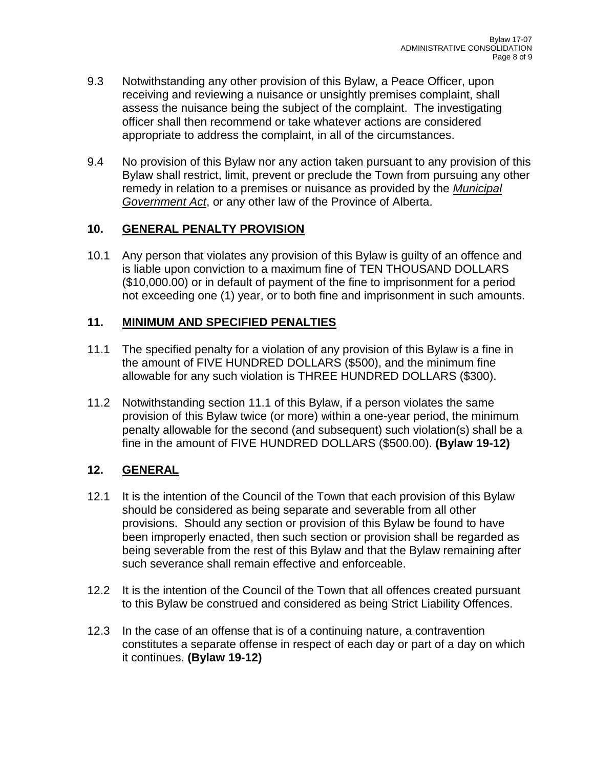9.3 Notwithstanding any other provision of this Bylaw, a Peace Officer, upon receiving and reviewing a nuisance or unsightly premises complaint, shall assess the nuisance being the subject of the complaint. The investigating officer shall then recommend or take whatever actions are considered appropriate to address the complaint, in all of the circumstances.

9.4 No provision of this Bylaw nor any action taken pursuant to any provision of this Bylaw shall restrict, limit, prevent or preclude the Town from pursuing any other remedy in relation to a premises or nuisance as provided by the *Municipal Government Act*, or any other law of the Province of Alberta.

## 10. GENERAL PENALTY PROVISION

10.1 Any person that violates any provision of this Bylaw is guilty of an offence and is liable upon conviction to a maximum fine of TEN THOUSAND DOLLARS ($10,000.00) or in default of payment of the fine to imprisonment for a period not exceeding one (1) year, or to both fine and imprisonment in such amounts.

## 11. MINIMUM AND SPECIFIED PENALTIES

11.1 The specified penalty for a violation of any provision of this Bylaw is a fine in the amount of FIVE HUNDRED DOLLARS ($500), and the minimum fine allowable for any such violation is THREE HUNDRED DOLLARS ($300).

11.2 Notwithstanding section 11.1 of this Bylaw, if a person violates the same provision of this Bylaw twice (or more) within a one-year period, the minimum penalty allowable for the second (and subsequent) such violation(s) shall be a fine in the amount of FIVE HUNDRED DOLLARS ($500.00). **(Bylaw 19-12)**

## 12. GENERAL

12.1 It is the intention of the Council of the Town that each provision of this Bylaw should be considered as being separate and severable from all other provisions. Should any section or provision of this Bylaw be found to have been improperly enacted, then such section or provision shall be regarded as being severable from the rest of this Bylaw and that the Bylaw remaining after such severance shall remain effective and enforceable.

12.2 It is the intention of the Council of the Town that all offences created pursuant to this Bylaw be construed and considered as being Strict Liability Offences.

12.3 In the case of an offense that is of a continuing nature, a contravention constitutes a separate offense in respect of each day or part of a day on which it continues. **(Bylaw 19-12)**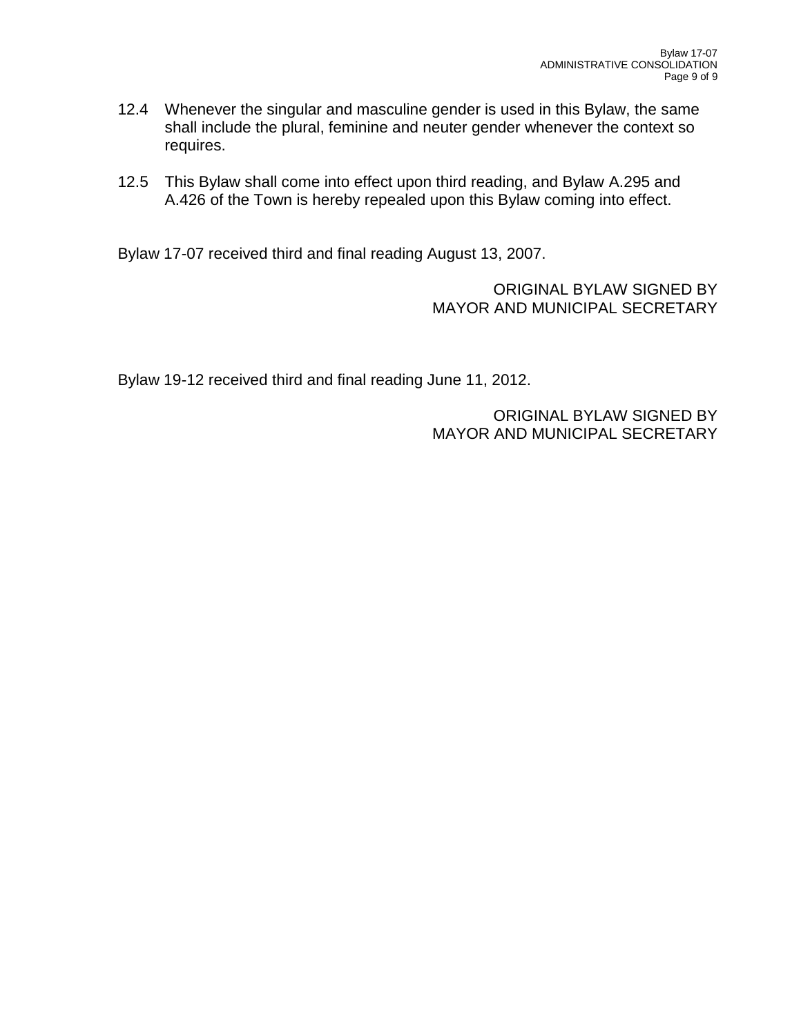12.4 Whenever the singular and masculine gender is used in this Bylaw, the same shall include the plural, feminine and neuter gender whenever the context so requires.

12.5 This Bylaw shall come into effect upon third reading, and Bylaw A.295 and A.426 of the Town is hereby repealed upon this Bylaw coming into effect.

Bylaw 17-07 received third and final reading August 13, 2007.

ORIGINAL BYLAW SIGNED BY
MAYOR AND MUNICIPAL SECRETARY

Bylaw 19-12 received third and final reading June 11, 2012.

ORIGINAL BYLAW SIGNED BY
MAYOR AND MUNICIPAL SECRETARY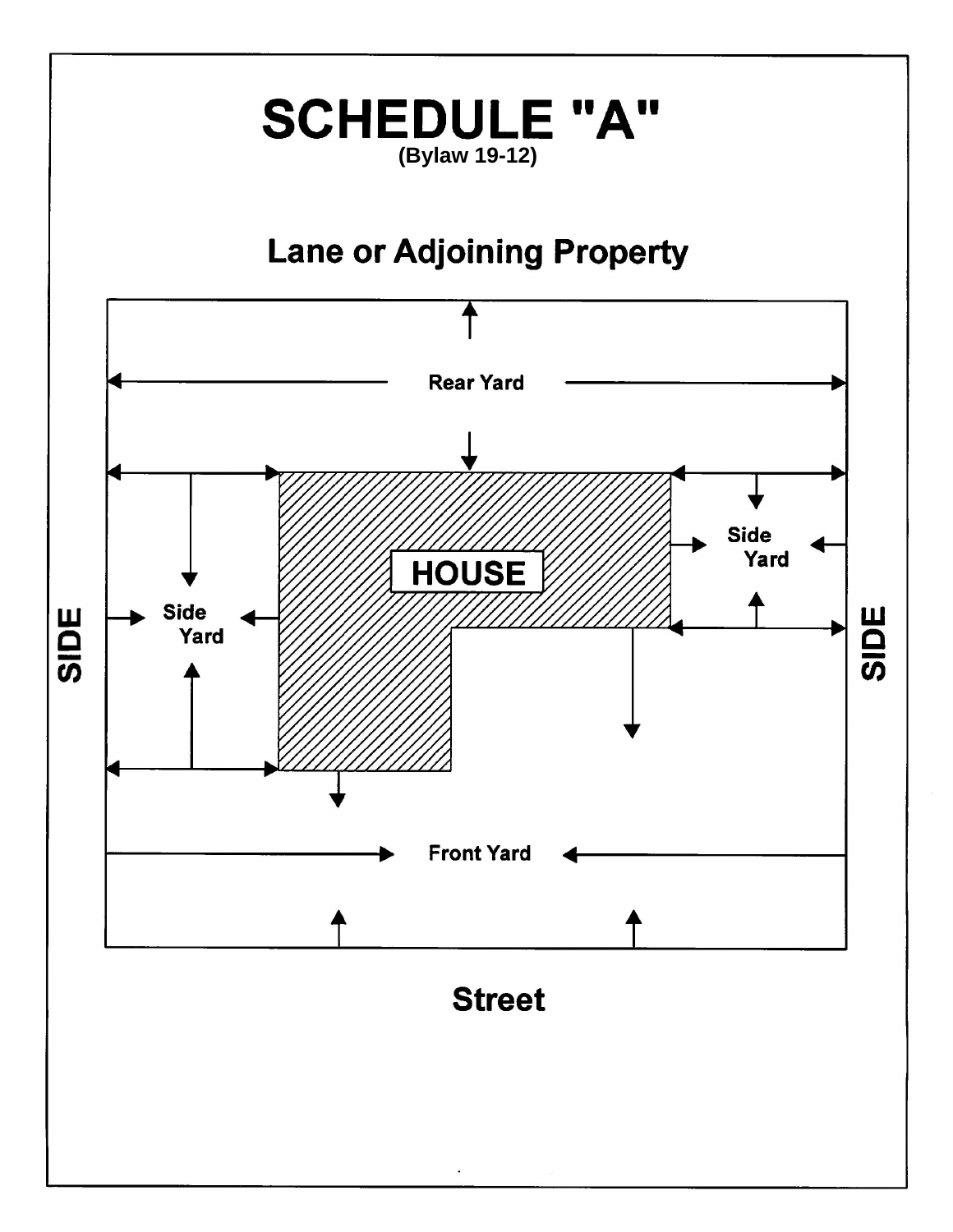# SCHEDULE "A"

(Bylaw 19-12)

Lane or Adjoining Property

Rear Yard

Side Yard

HOUSE

Side Yard

SIDE

SIDE

Front Yard

Street